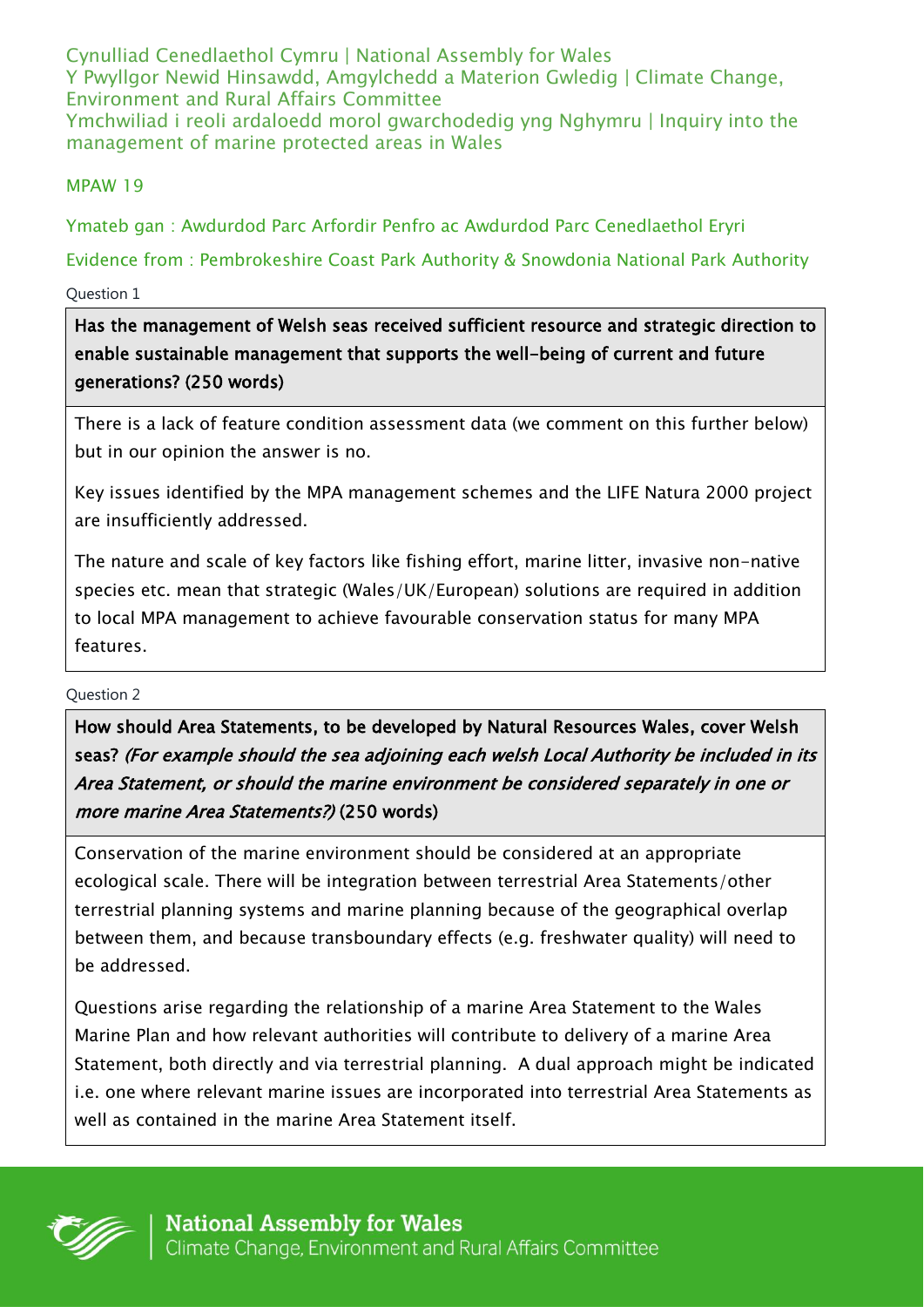Cynulliad Cenedlaethol Cymru | National Assembly for Wales
Y Pwyllgor Newid Hinsawdd, Amgylchedd a Materion Gwledig | Climate Change, Environment and Rural Affairs Committee
Ymchwiliad i reoli ardaloedd morol gwarchodedig yng Nghymru | Inquiry into the management of marine protected areas in Wales

MPAW 19

Ymateb gan : Awdurdod Parc Arfordir Penfro ac Awdurdod Parc Cenedlaethol Eryri

Evidence from : Pembrokeshire Coast Park Authority & Snowdonia National Park Authority

Question 1

**Has the management of Welsh seas received sufficient resource and strategic direction to enable sustainable management that supports the well-being of current and future generations? (250 words)**

There is a lack of feature condition assessment data (we comment on this further below) but in our opinion the answer is no.

Key issues identified by the MPA management schemes and the LIFE Natura 2000 project are insufficiently addressed.

The nature and scale of key factors like fishing effort, marine litter, invasive non-native species etc. mean that strategic (Wales/UK/European) solutions are required in addition to local MPA management to achieve favourable conservation status for many MPA features.

Question 2

**How should Area Statements, to be developed by Natural Resources Wales, cover Welsh seas?** ***(For example should the sea adjoining each welsh Local Authority be included in its Area Statement, or should the marine environment be considered separately in one or more marine Area Statements?)*** **(250 words)**

Conservation of the marine environment should be considered at an appropriate ecological scale. There will be integration between terrestrial Area Statements/other terrestrial planning systems and marine planning because of the geographical overlap between them, and because transboundary effects (e.g. freshwater quality) will need to be addressed.

Questions arise regarding the relationship of a marine Area Statement to the Wales Marine Plan and how relevant authorities will contribute to delivery of a marine Area Statement, both directly and via terrestrial planning. A dual approach might be indicated i.e. one where relevant marine issues are incorporated into terrestrial Area Statements as well as contained in the marine Area Statement itself.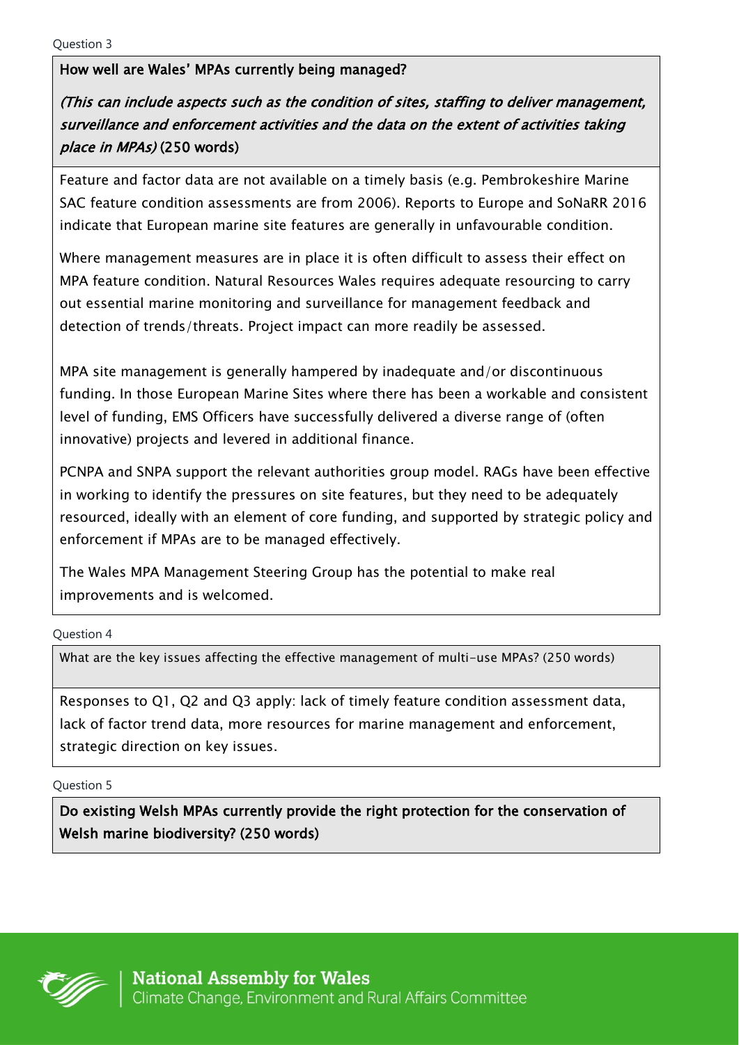Question 3

**How well are Wales' MPAs currently being managed?**

***(This can include aspects such as the condition of sites, staffing to deliver management, surveillance and enforcement activities and the data on the extent of activities taking place in MPAs)*** **(250 words)**

Feature and factor data are not available on a timely basis (e.g. Pembrokeshire Marine SAC feature condition assessments are from 2006). Reports to Europe and SoNaRR 2016 indicate that European marine site features are generally in unfavourable condition.

Where management measures are in place it is often difficult to assess their effect on MPA feature condition. Natural Resources Wales requires adequate resourcing to carry out essential marine monitoring and surveillance for management feedback and detection of trends/threats. Project impact can more readily be assessed.

MPA site management is generally hampered by inadequate and/or discontinuous funding. In those European Marine Sites where there has been a workable and consistent level of funding, EMS Officers have successfully delivered a diverse range of (often innovative) projects and levered in additional finance.

PCNPA and SNPA support the relevant authorities group model. RAGs have been effective in working to identify the pressures on site features, but they need to be adequately resourced, ideally with an element of core funding, and supported by strategic policy and enforcement if MPAs are to be managed effectively.

The Wales MPA Management Steering Group has the potential to make real improvements and is welcomed.

Question 4

What are the key issues affecting the effective management of multi-use MPAs? (250 words)

Responses to Q1, Q2 and Q3 apply: lack of timely feature condition assessment data, lack of factor trend data, more resources for marine management and enforcement, strategic direction on key issues.

Question 5

**Do existing Welsh MPAs currently provide the right protection for the conservation of Welsh marine biodiversity? (250 words)**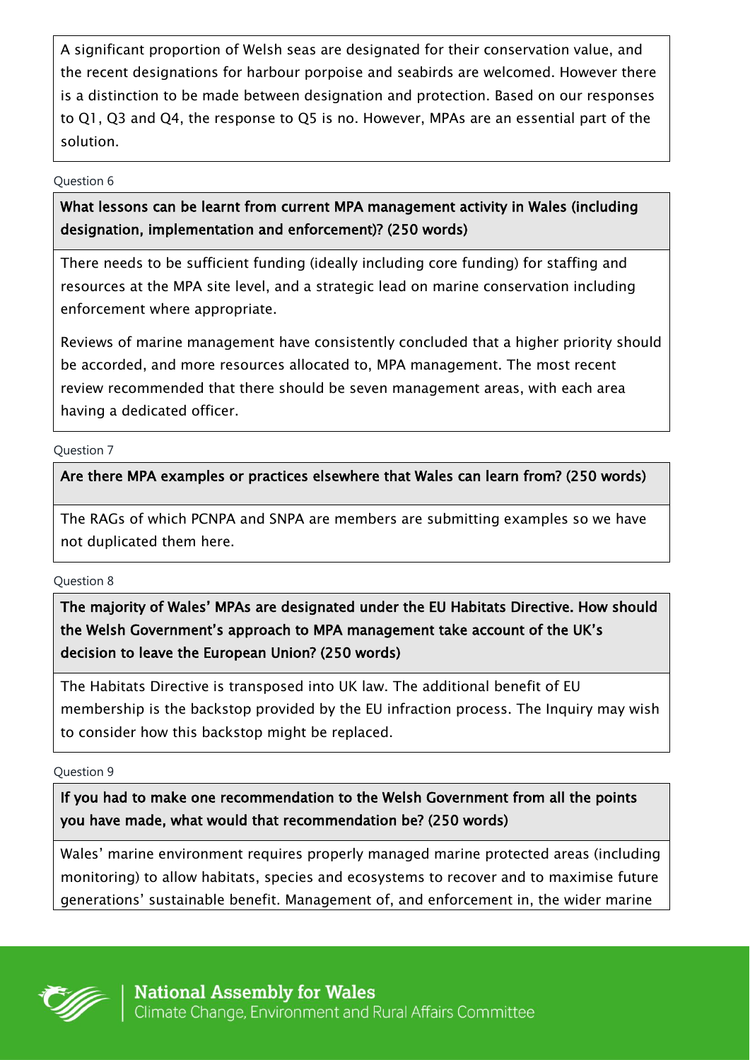A significant proportion of Welsh seas are designated for their conservation value, and the recent designations for harbour porpoise and seabirds are welcomed. However there is a distinction to be made between designation and protection. Based on our responses to Q1, Q3 and Q4, the response to Q5 is no. However, MPAs are an essential part of the solution.

Question 6

**What lessons can be learnt from current MPA management activity in Wales (including designation, implementation and enforcement)? (250 words)**

There needs to be sufficient funding (ideally including core funding) for staffing and resources at the MPA site level, and a strategic lead on marine conservation including enforcement where appropriate.

Reviews of marine management have consistently concluded that a higher priority should be accorded, and more resources allocated to, MPA management. The most recent review recommended that there should be seven management areas, with each area having a dedicated officer.

Question 7

**Are there MPA examples or practices elsewhere that Wales can learn from? (250 words)**

The RAGs of which PCNPA and SNPA are members are submitting examples so we have not duplicated them here.

Question 8

**The majority of Wales' MPAs are designated under the EU Habitats Directive. How should the Welsh Government's approach to MPA management take account of the UK's decision to leave the European Union? (250 words)**

The Habitats Directive is transposed into UK law. The additional benefit of EU membership is the backstop provided by the EU infraction process. The Inquiry may wish to consider how this backstop might be replaced.

Question 9

**If you had to make one recommendation to the Welsh Government from all the points you have made, what would that recommendation be? (250 words)**

Wales' marine environment requires properly managed marine protected areas (including monitoring) to allow habitats, species and ecosystems to recover and to maximise future generations' sustainable benefit. Management of, and enforcement in, the wider marine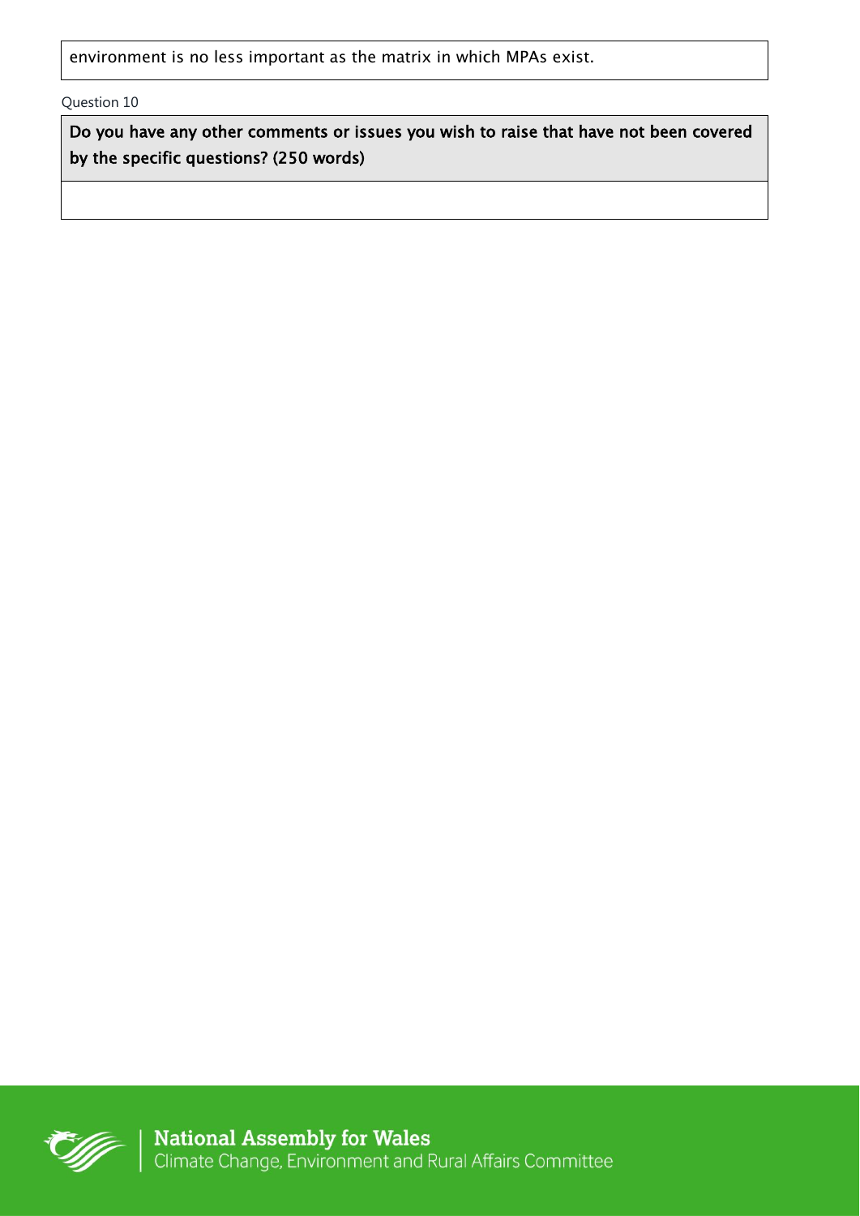environment is no less important as the matrix in which MPAs exist.

Question 10

**Do you have any other comments or issues you wish to raise that have not been covered by the specific questions? (250 words)**